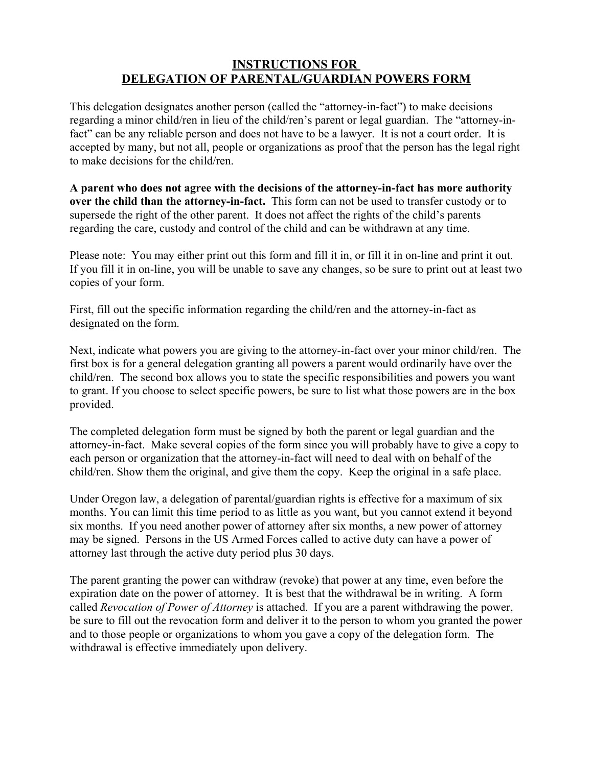# INSTRUCTIONS FOR DELEGATION OF PARENTAL/GUARDIAN POWERS FORM

This delegation designates another person (called the "attorney-in-fact") to make decisions regarding a minor child/ren in lieu of the child/ren's parent or legal guardian. The "attorney-in-fact" can be any reliable person and does not have to be a lawyer. It is not a court order. It is accepted by many, but not all, people or organizations as proof that the person has the legal right to make decisions for the child/ren.

**A parent who does not agree with the decisions of the attorney-in-fact has more authority over the child than the attorney-in-fact.** This form can not be used to transfer custody or to supersede the right of the other parent. It does not affect the rights of the child's parents regarding the care, custody and control of the child and can be withdrawn at any time.

Please note: You may either print out this form and fill it in, or fill it in on-line and print it out. If you fill it in on-line, you will be unable to save any changes, so be sure to print out at least two copies of your form.

First, fill out the specific information regarding the child/ren and the attorney-in-fact as designated on the form.

Next, indicate what powers you are giving to the attorney-in-fact over your minor child/ren. The first box is for a general delegation granting all powers a parent would ordinarily have over the child/ren. The second box allows you to state the specific responsibilities and powers you want to grant. If you choose to select specific powers, be sure to list what those powers are in the box provided.

The completed delegation form must be signed by both the parent or legal guardian and the attorney-in-fact. Make several copies of the form since you will probably have to give a copy to each person or organization that the attorney-in-fact will need to deal with on behalf of the child/ren. Show them the original, and give them the copy. Keep the original in a safe place.

Under Oregon law, a delegation of parental/guardian rights is effective for a maximum of six months. You can limit this time period to as little as you want, but you cannot extend it beyond six months. If you need another power of attorney after six months, a new power of attorney may be signed. Persons in the US Armed Forces called to active duty can have a power of attorney last through the active duty period plus 30 days.

The parent granting the power can withdraw (revoke) that power at any time, even before the expiration date on the power of attorney. It is best that the withdrawal be in writing. A form called *Revocation of Power of Attorney* is attached. If you are a parent withdrawing the power, be sure to fill out the revocation form and deliver it to the person to whom you granted the power and to those people or organizations to whom you gave a copy of the delegation form. The withdrawal is effective immediately upon delivery.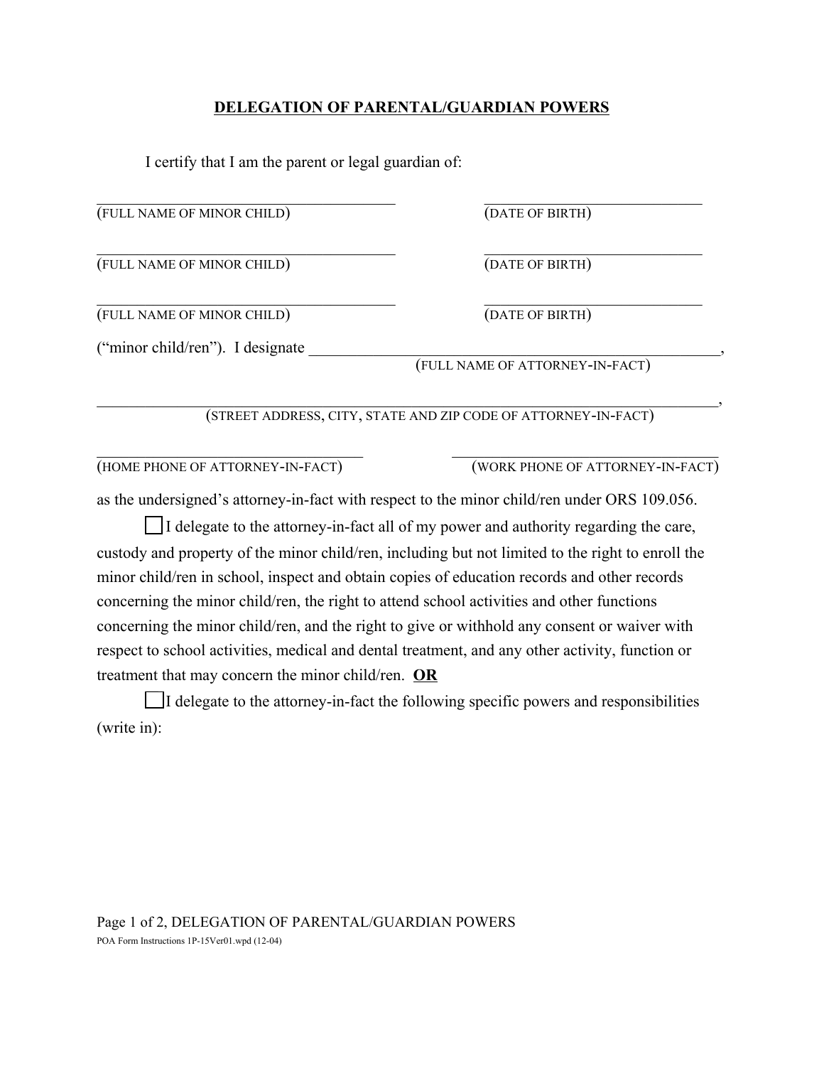## DELEGATION OF PARENTAL/GUARDIAN POWERS

I certify that I am the parent or legal guardian of:

\_\_\_\_\_\_\_\_\_\_\_\_\_\_\_\_\_\_\_\_\_\_\_\_\_\_\_\_\_\_\_\_\_\_\_\_\_\_\_\_ \_\_\_\_\_\_\_\_\_\_\_\_\_\_\_\_\_\_\_\_\_\_\_\_\_\_\_\_\_\_
(FULL NAME OF MINOR CHILD) (DATE OF BIRTH)

\_\_\_\_\_\_\_\_\_\_\_\_\_\_\_\_\_\_\_\_\_\_\_\_\_\_\_\_\_\_\_\_\_\_\_\_\_\_\_\_ \_\_\_\_\_\_\_\_\_\_\_\_\_\_\_\_\_\_\_\_\_\_\_\_\_\_\_\_\_\_
(FULL NAME OF MINOR CHILD) (DATE OF BIRTH)

\_\_\_\_\_\_\_\_\_\_\_\_\_\_\_\_\_\_\_\_\_\_\_\_\_\_\_\_\_\_\_\_\_\_\_\_\_\_\_\_ \_\_\_\_\_\_\_\_\_\_\_\_\_\_\_\_\_\_\_\_\_\_\_\_\_\_\_\_\_\_
(FULL NAME OF MINOR CHILD) (DATE OF BIRTH)

("minor child/ren"). I designate \_\_\_\_\_\_\_\_\_\_\_\_\_\_\_\_\_\_\_\_\_\_\_\_\_\_\_\_\_\_\_\_\_\_\_\_\_\_\_\_\_\_\_\_\_\_\_\_\_\_\_\_,
(FULL NAME OF ATTORNEY-IN-FACT)

\_\_\_\_\_\_\_\_\_\_\_\_\_\_\_\_\_\_\_\_\_\_\_\_\_\_\_\_\_\_\_\_\_\_\_\_\_\_\_\_\_\_\_\_\_\_\_\_\_\_\_\_\_\_\_\_\_\_\_\_\_\_\_\_\_\_\_\_\_\_\_\_\_\_\_\_\_\_\_\_\_\_,
(STREET ADDRESS, CITY, STATE AND ZIP CODE OF ATTORNEY-IN-FACT)

\_\_\_\_\_\_\_\_\_\_\_\_\_\_\_\_\_\_\_\_\_\_\_\_\_\_\_\_\_\_\_\_\_\_\_\_ \_\_\_\_\_\_\_\_\_\_\_\_\_\_\_\_\_\_\_\_\_\_\_\_\_\_\_\_\_\_\_\_\_\_\_\_
(HOME PHONE OF ATTORNEY-IN-FACT) (WORK PHONE OF ATTORNEY-IN-FACT)

as the undersigned's attorney-in-fact with respect to the minor child/ren under ORS 109.056.

☐ I delegate to the attorney-in-fact all of my power and authority regarding the care, custody and property of the minor child/ren, including but not limited to the right to enroll the minor child/ren in school, inspect and obtain copies of education records and other records concerning the minor child/ren, the right to attend school activities and other functions concerning the minor child/ren, and the right to give or withhold any consent or waiver with respect to school activities, medical and dental treatment, and any other activity, function or treatment that may concern the minor child/ren. **OR**

☐ I delegate to the attorney-in-fact the following specific powers and responsibilities (write in):

POA Form Instructions 1P-15Ver01.wpd (12-04)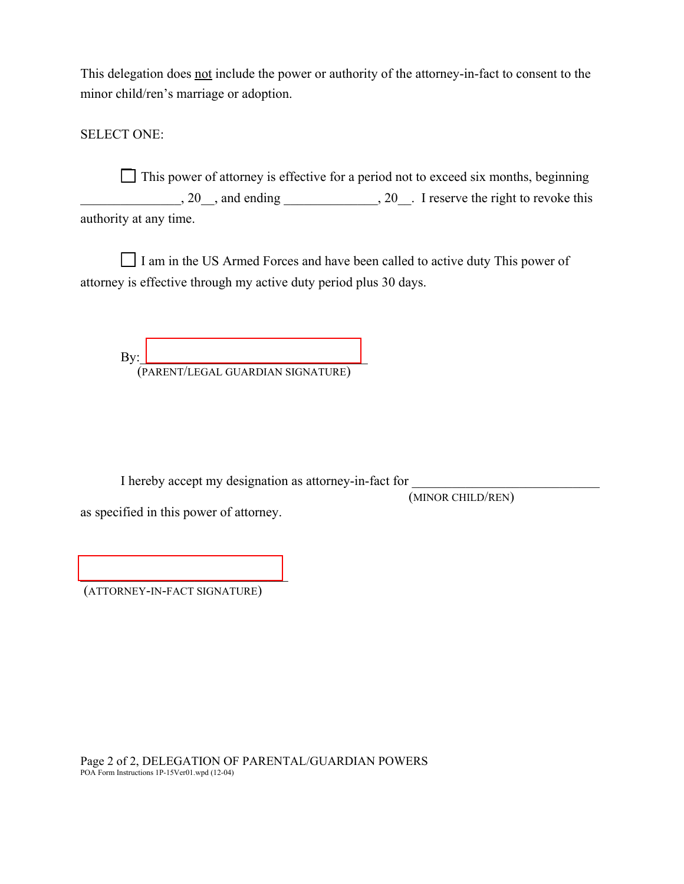This delegation does not include the power or authority of the attorney-in-fact to consent to the minor child/ren's marriage or adoption.

SELECT ONE:

☐ This power of attorney is effective for a period not to exceed six months, beginning _______________, 20__, and ending ______________, 20__. I reserve the right to revoke this authority at any time.

☐ I am in the US Armed Forces and have been called to active duty This power of attorney is effective through my active duty period plus 30 days.

By:_________________________________
(PARENT/LEGAL GUARDIAN SIGNATURE)

I hereby accept my designation as attorney-in-fact for _____________________________
(MINOR CHILD/REN)
as specified in this power of attorney.

_________________________________
(ATTORNEY-IN-FACT SIGNATURE)

Page 2 of 2, DELEGATION OF PARENTAL/GUARDIAN POWERS
POA Form Instructions 1P-15Ver01.wpd (12-04)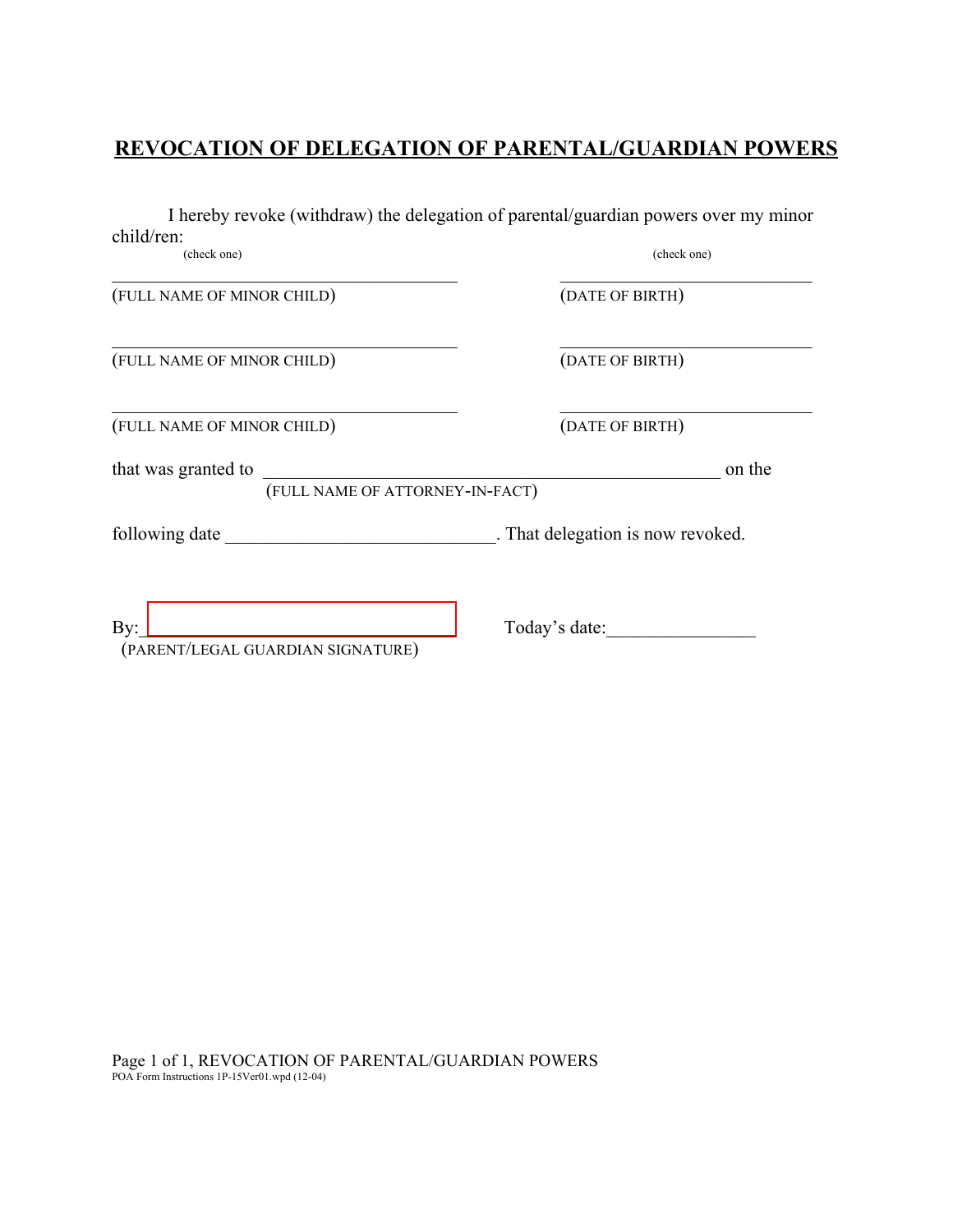# REVOCATION OF DELEGATION OF PARENTAL/GUARDIAN POWERS

I hereby revoke (withdraw) the delegation of parental/guardian powers over my minor child/ren:

(check one) (check one)

______________________________ ______________________
(FULL NAME OF MINOR CHILD) (DATE OF BIRTH)

______________________________ ______________________
(FULL NAME OF MINOR CHILD) (DATE OF BIRTH)

______________________________ ______________________
(FULL NAME OF MINOR CHILD) (DATE OF BIRTH)

that was granted to ________________________________________ on the
(FULL NAME OF ATTORNEY-IN-FACT)

following date __________________________. That delegation is now revoked.

By:______________________________ Today's date:_______________
(PARENT/LEGAL GUARDIAN SIGNATURE)

POA Form Instructions 1P-15Ver01.wpd (12-04)